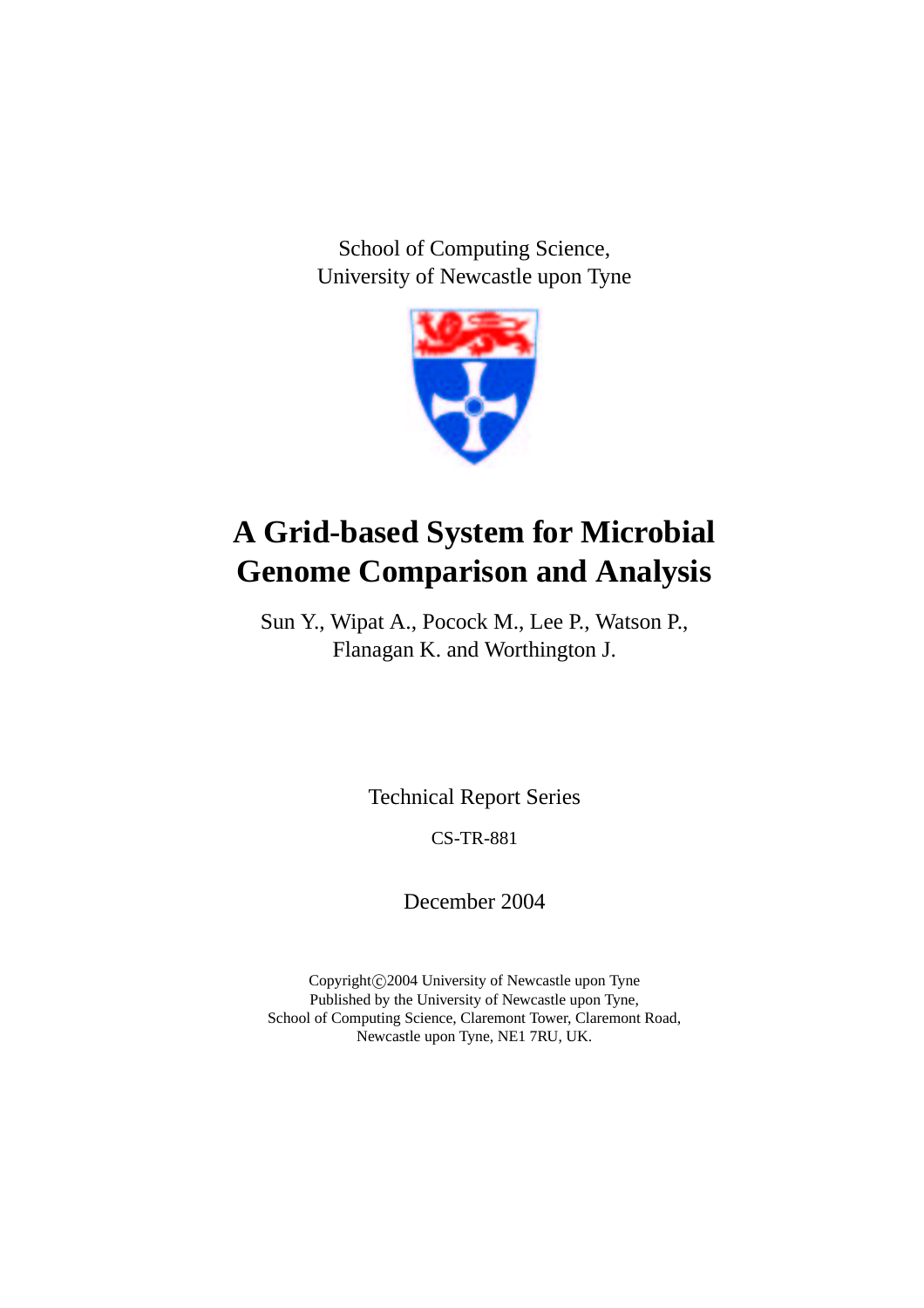School of Computing Science,
University of Newcastle upon Tyne

# A Grid-based System for Microbial Genome Comparison and Analysis

Sun Y., Wipat A., Pocock M., Lee P., Watson P.,
Flanagan K. and Worthington J.

Technical Report Series

CS-TR-881

December 2004

Copyright©2004 University of Newcastle upon Tyne
Published by the University of Newcastle upon Tyne,
School of Computing Science, Claremont Tower, Claremont Road,
Newcastle upon Tyne, NE1 7RU, UK.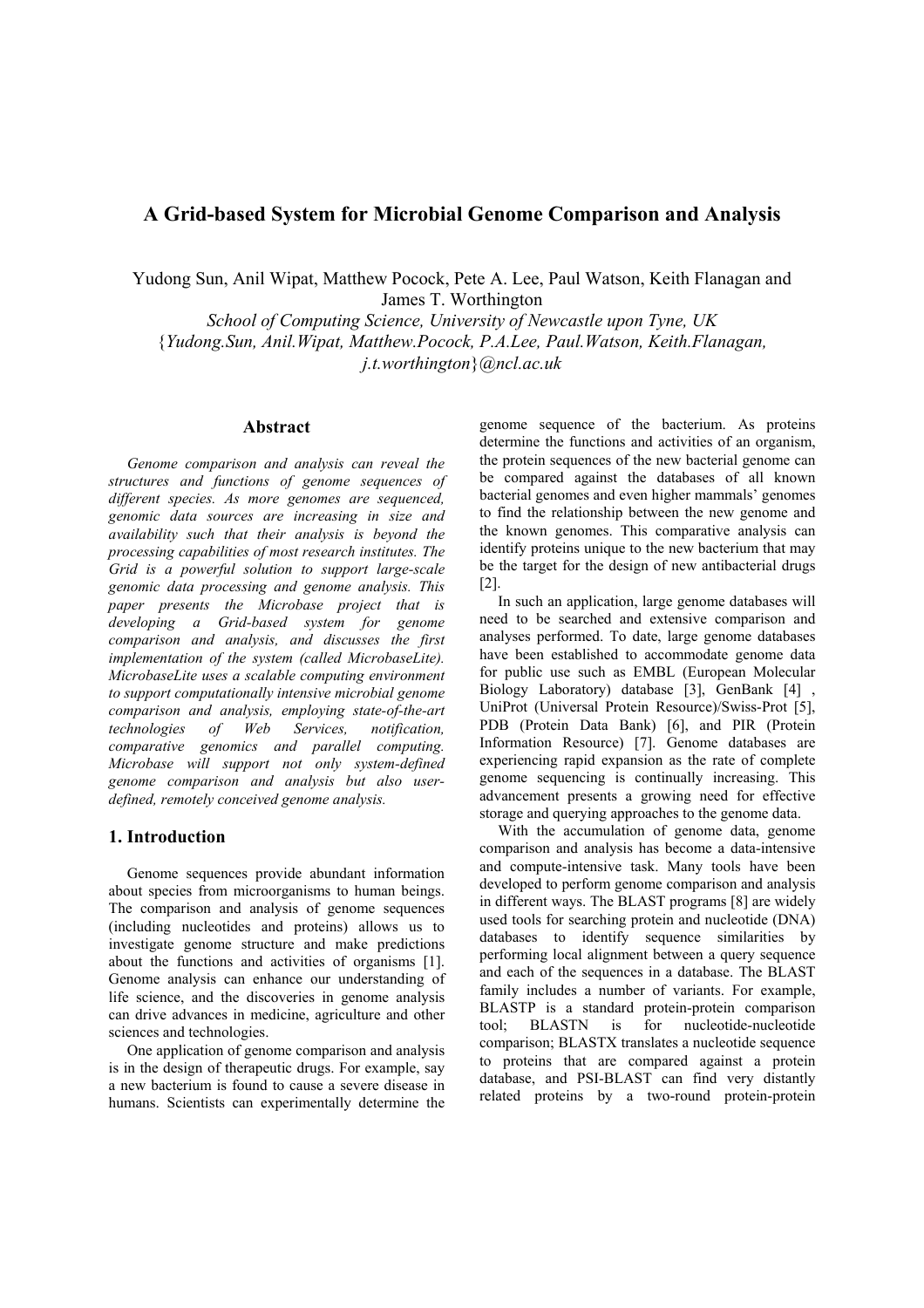# A Grid-based System for Microbial Genome Comparison and Analysis

Yudong Sun, Anil Wipat, Matthew Pocock, Pete A. Lee, Paul Watson, Keith Flanagan and James T. Worthington

*School of Computing Science, University of Newcastle upon Tyne, UK*

{*Yudong.Sun, Anil.Wipat, Matthew.Pocock, P.A.Lee, Paul.Watson, Keith.Flanagan, j.t.worthington*}*@ncl.ac.uk*

## Abstract

*Genome comparison and analysis can reveal the structures and functions of genome sequences of different species. As more genomes are sequenced, genomic data sources are increasing in size and availability such that their analysis is beyond the processing capabilities of most research institutes. The Grid is a powerful solution to support large-scale genomic data processing and genome analysis. This paper presents the Microbase project that is developing a Grid-based system for genome comparison and analysis, and discusses the first implementation of the system (called MicrobaseLite). MicrobaseLite uses a scalable computing environment to support computationally intensive microbial genome comparison and analysis, employing state-of-the-art technologies of Web Services, notification, comparative genomics and parallel computing. Microbase will support not only system-defined genome comparison and analysis but also user-defined, remotely conceived genome analysis.*

## 1. Introduction

Genome sequences provide abundant information about species from microorganisms to human beings. The comparison and analysis of genome sequences (including nucleotides and proteins) allows us to investigate genome structure and make predictions about the functions and activities of organisms [1]. Genome analysis can enhance our understanding of life science, and the discoveries in genome analysis can drive advances in medicine, agriculture and other sciences and technologies.

One application of genome comparison and analysis is in the design of therapeutic drugs. For example, say a new bacterium is found to cause a severe disease in humans. Scientists can experimentally determine the genome sequence of the bacterium. As proteins determine the functions and activities of an organism, the protein sequences of the new bacterial genome can be compared against the databases of all known bacterial genomes and even higher mammals' genomes to find the relationship between the new genome and the known genomes. This comparative analysis can identify proteins unique to the new bacterium that may be the target for the design of new antibacterial drugs [2].

In such an application, large genome databases will need to be searched and extensive comparison and analyses performed. To date, large genome databases have been established to accommodate genome data for public use such as EMBL (European Molecular Biology Laboratory) database [3], GenBank [4] , UniProt (Universal Protein Resource)/Swiss-Prot [5], PDB (Protein Data Bank) [6], and PIR (Protein Information Resource) [7]. Genome databases are experiencing rapid expansion as the rate of complete genome sequencing is continually increasing. This advancement presents a growing need for effective storage and querying approaches to the genome data.

With the accumulation of genome data, genome comparison and analysis has become a data-intensive and compute-intensive task. Many tools have been developed to perform genome comparison and analysis in different ways. The BLAST programs [8] are widely used tools for searching protein and nucleotide (DNA) databases to identify sequence similarities by performing local alignment between a query sequence and each of the sequences in a database. The BLAST family includes a number of variants. For example, BLASTP is a standard protein-protein comparison tool; BLASTN is for nucleotide-nucleotide comparison; BLASTX translates a nucleotide sequence to proteins that are compared against a protein database, and PSI-BLAST can find very distantly related proteins by a two-round protein-protein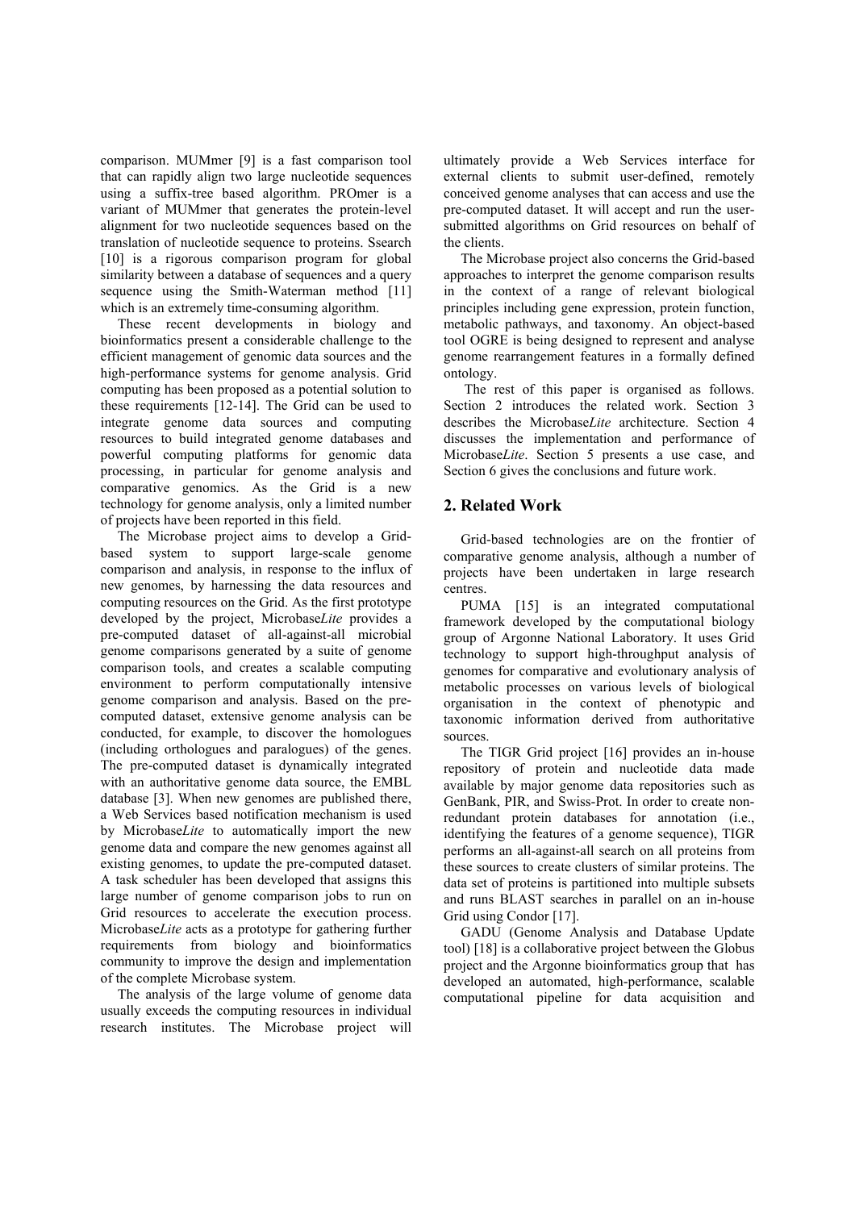comparison. MUMmer [9] is a fast comparison tool that can rapidly align two large nucleotide sequences using a suffix-tree based algorithm. PROmer is a variant of MUMmer that generates the protein-level alignment for two nucleotide sequences based on the translation of nucleotide sequence to proteins. Ssearch [10] is a rigorous comparison program for global similarity between a database of sequences and a query sequence using the Smith-Waterman method [11] which is an extremely time-consuming algorithm.

These recent developments in biology and bioinformatics present a considerable challenge to the efficient management of genomic data sources and the high-performance systems for genome analysis. Grid computing has been proposed as a potential solution to these requirements [12-14]. The Grid can be used to integrate genome data sources and computing resources to build integrated genome databases and powerful computing platforms for genomic data processing, in particular for genome analysis and comparative genomics. As the Grid is a new technology for genome analysis, only a limited number of projects have been reported in this field.

The Microbase project aims to develop a Grid-based system to support large-scale genome comparison and analysis, in response to the influx of new genomes, by harnessing the data resources and computing resources on the Grid. As the first prototype developed by the project, Microbase*Lite* provides a pre-computed dataset of all-against-all microbial genome comparisons generated by a suite of genome comparison tools, and creates a scalable computing environment to perform computationally intensive genome comparison and analysis. Based on the pre-computed dataset, extensive genome analysis can be conducted, for example, to discover the homologues (including orthologues and paralogues) of the genes. The pre-computed dataset is dynamically integrated with an authoritative genome data source, the EMBL database [3]. When new genomes are published there, a Web Services based notification mechanism is used by Microbase*Lite* to automatically import the new genome data and compare the new genomes against all existing genomes, to update the pre-computed dataset. A task scheduler has been developed that assigns this large number of genome comparison jobs to run on Grid resources to accelerate the execution process. Microbase*Lite* acts as a prototype for gathering further requirements from biology and bioinformatics community to improve the design and implementation of the complete Microbase system.

The analysis of the large volume of genome data usually exceeds the computing resources in individual research institutes. The Microbase project will ultimately provide a Web Services interface for external clients to submit user-defined, remotely conceived genome analyses that can access and use the pre-computed dataset. It will accept and run the user-submitted algorithms on Grid resources on behalf of the clients.

The Microbase project also concerns the Grid-based approaches to interpret the genome comparison results in the context of a range of relevant biological principles including gene expression, protein function, metabolic pathways, and taxonomy. An object-based tool OGRE is being designed to represent and analyse genome rearrangement features in a formally defined ontology.

The rest of this paper is organised as follows. Section 2 introduces the related work. Section 3 describes the Microbase*Lite* architecture. Section 4 discusses the implementation and performance of Microbase*Lite*. Section 5 presents a use case, and Section 6 gives the conclusions and future work.

## 2. Related Work

Grid-based technologies are on the frontier of comparative genome analysis, although a number of projects have been undertaken in large research centres.

PUMA [15] is an integrated computational framework developed by the computational biology group of Argonne National Laboratory. It uses Grid technology to support high-throughput analysis of genomes for comparative and evolutionary analysis of metabolic processes on various levels of biological organisation in the context of phenotypic and taxonomic information derived from authoritative sources.

The TIGR Grid project [16] provides an in-house repository of protein and nucleotide data made available by major genome data repositories such as GenBank, PIR, and Swiss-Prot. In order to create non-redundant protein databases for annotation (i.e., identifying the features of a genome sequence), TIGR performs an all-against-all search on all proteins from these sources to create clusters of similar proteins. The data set of proteins is partitioned into multiple subsets and runs BLAST searches in parallel on an in-house Grid using Condor [17].

GADU (Genome Analysis and Database Update tool) [18] is a collaborative project between the Globus project and the Argonne bioinformatics group that has developed an automated, high-performance, scalable computational pipeline for data acquisition and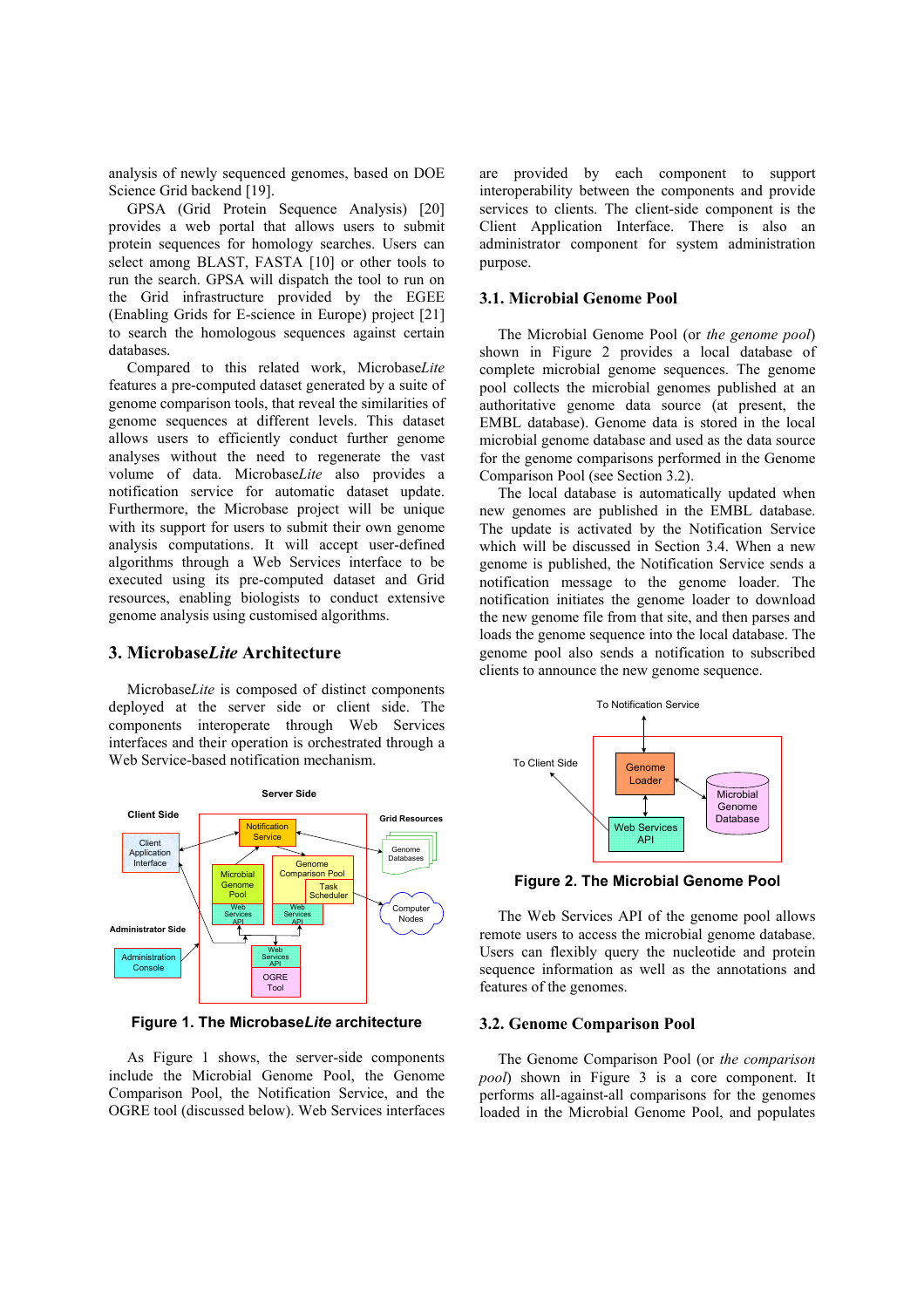analysis of newly sequenced genomes, based on DOE Science Grid backend [19].

GPSA (Grid Protein Sequence Analysis) [20] provides a web portal that allows users to submit protein sequences for homology searches. Users can select among BLAST, FASTA [10] or other tools to run the search. GPSA will dispatch the tool to run on the Grid infrastructure provided by the EGEE (Enabling Grids for E-science in Europe) project [21] to search the homologous sequences against certain databases.

Compared to this related work, Microbase*Lite* features a pre-computed dataset generated by a suite of genome comparison tools, that reveal the similarities of genome sequences at different levels. This dataset allows users to efficiently conduct further genome analyses without the need to regenerate the vast volume of data. Microbase*Lite* also provides a notification service for automatic dataset update. Furthermore, the Microbase project will be unique with its support for users to submit their own genome analysis computations. It will accept user-defined algorithms through a Web Services interface to be executed using its pre-computed dataset and Grid resources, enabling biologists to conduct extensive genome analysis using customised algorithms.

## 3. Microbase*Lite* Architecture

Microbase*Lite* is composed of distinct components deployed at the server side or client side. The components interoperate through Web Services interfaces and their operation is orchestrated through a Web Service-based notification mechanism.

**Figure 1. The Microbase*Lite* architecture**

As Figure 1 shows, the server-side components include the Microbial Genome Pool, the Genome Comparison Pool, the Notification Service, and the OGRE tool (discussed below). Web Services interfaces are provided by each component to support interoperability between the components and provide services to clients. The client-side component is the Client Application Interface. There is also an administrator component for system administration purpose.

### 3.1. Microbial Genome Pool

The Microbial Genome Pool (or *the genome pool*) shown in Figure 2 provides a local database of complete microbial genome sequences. The genome pool collects the microbial genomes published at an authoritative genome data source (at present, the EMBL database). Genome data is stored in the local microbial genome database and used as the data source for the genome comparisons performed in the Genome Comparison Pool (see Section 3.2).

The local database is automatically updated when new genomes are published in the EMBL database. The update is activated by the Notification Service which will be discussed in Section 3.4. When a new genome is published, the Notification Service sends a notification message to the genome loader. The notification initiates the genome loader to download the new genome file from that site, and then parses and loads the genome sequence into the local database. The genome pool also sends a notification to subscribed clients to announce the new genome sequence.

**Figure 2. The Microbial Genome Pool**

The Web Services API of the genome pool allows remote users to access the microbial genome database. Users can flexibly query the nucleotide and protein sequence information as well as the annotations and features of the genomes.

### 3.2. Genome Comparison Pool

The Genome Comparison Pool (or *the comparison pool*) shown in Figure 3 is a core component. It performs all-against-all comparisons for the genomes loaded in the Microbial Genome Pool, and populates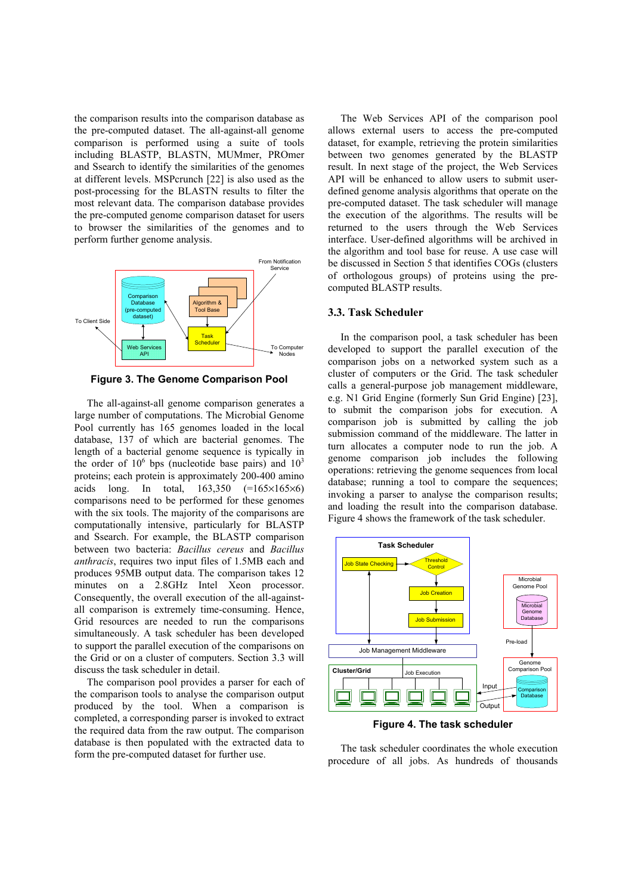the comparison results into the comparison database as the pre-computed dataset. The all-against-all genome comparison is performed using a suite of tools including BLASTP, BLASTN, MUMmer, PROmer and Ssearch to identify the similarities of the genomes at different levels. MSPcrunch [22] is also used as the post-processing for the BLASTN results to filter the most relevant data. The comparison database provides the pre-computed genome comparison dataset for users to browser the similarities of the genomes and to perform further genome analysis.

**Figure 3. The Genome Comparison Pool**

The all-against-all genome comparison generates a large number of computations. The Microbial Genome Pool currently has 165 genomes loaded in the local database, 137 of which are bacterial genomes. The length of a bacterial genome sequence is typically in the order of $10^6$ bps (nucleotide base pairs) and $10^3$ proteins; each protein is approximately 200-400 amino acids long. In total, 163,350 (=165×165×6) comparisons need to be performed for these genomes with the six tools. The majority of the comparisons are computationally intensive, particularly for BLASTP and Ssearch. For example, the BLASTP comparison between two bacteria: *Bacillus cereus* and *Bacillus anthracis*, requires two input files of 1.5MB each and produces 95MB output data. The comparison takes 12 minutes on a 2.8GHz Intel Xeon processor. Consequently, the overall execution of the all-against-all comparison is extremely time-consuming. Hence, Grid resources are needed to run the comparisons simultaneously. A task scheduler has been developed to support the parallel execution of the comparisons on the Grid or on a cluster of computers. Section 3.3 will discuss the task scheduler in detail.

The comparison pool provides a parser for each of the comparison tools to analyse the comparison output produced by the tool. When a comparison is completed, a corresponding parser is invoked to extract the required data from the raw output. The comparison database is then populated with the extracted data to form the pre-computed dataset for further use.

The Web Services API of the comparison pool allows external users to access the pre-computed dataset, for example, retrieving the protein similarities between two genomes generated by the BLASTP result. In next stage of the project, the Web Services API will be enhanced to allow users to submit user-defined genome analysis algorithms that operate on the pre-computed dataset. The task scheduler will manage the execution of the algorithms. The results will be returned to the users through the Web Services interface. User-defined algorithms will be archived in the algorithm and tool base for reuse. A use case will be discussed in Section 5 that identifies COGs (clusters of orthologous groups) of proteins using the pre-computed BLASTP results.

### 3.3. Task Scheduler

In the comparison pool, a task scheduler has been developed to support the parallel execution of the comparison jobs on a networked system such as a cluster of computers or the Grid. The task scheduler calls a general-purpose job management middleware, e.g. N1 Grid Engine (formerly Sun Grid Engine) [23], to submit the comparison jobs for execution. A comparison job is submitted by calling the job submission command of the middleware. The latter in turn allocates a computer node to run the job. A genome comparison job includes the following operations: retrieving the genome sequences from local database; running a tool to compare the sequences; invoking a parser to analyse the comparison results; and loading the result into the comparison database. Figure 4 shows the framework of the task scheduler.

**Figure 4. The task scheduler**

The task scheduler coordinates the whole execution procedure of all jobs. As hundreds of thousands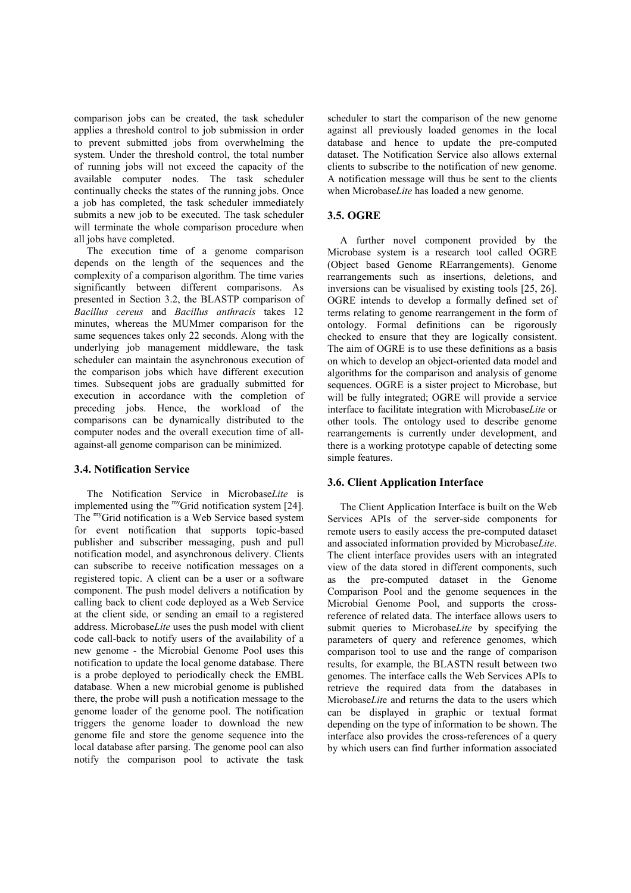comparison jobs can be created, the task scheduler applies a threshold control to job submission in order to prevent submitted jobs from overwhelming the system. Under the threshold control, the total number of running jobs will not exceed the capacity of the available computer nodes. The task scheduler continually checks the states of the running jobs. Once a job has completed, the task scheduler immediately submits a new job to be executed. The task scheduler will terminate the whole comparison procedure when all jobs have completed.

The execution time of a genome comparison depends on the length of the sequences and the complexity of a comparison algorithm. The time varies significantly between different comparisons. As presented in Section 3.2, the BLASTP comparison of *Bacillus cereus* and *Bacillus anthracis* takes 12 minutes, whereas the MUMmer comparison for the same sequences takes only 22 seconds. Along with the underlying job management middleware, the task scheduler can maintain the asynchronous execution of the comparison jobs which have different execution times. Subsequent jobs are gradually submitted for execution in accordance with the completion of preceding jobs. Hence, the workload of the comparisons can be dynamically distributed to the computer nodes and the overall execution time of all-against-all genome comparison can be minimized.

### 3.4. Notification Service

The Notification Service in Microbase*Lite* is implemented using the myGrid notification system [24]. The myGrid notification is a Web Service based system for event notification that supports topic-based publisher and subscriber messaging, push and pull notification model, and asynchronous delivery. Clients can subscribe to receive notification messages on a registered topic. A client can be a user or a software component. The push model delivers a notification by calling back to client code deployed as a Web Service at the client side, or sending an email to a registered address. Microbase*Lite* uses the push model with client code call-back to notify users of the availability of a new genome - the Microbial Genome Pool uses this notification to update the local genome database. There is a probe deployed to periodically check the EMBL database. When a new microbial genome is published there, the probe will push a notification message to the genome loader of the genome pool. The notification triggers the genome loader to download the new genome file and store the genome sequence into the local database after parsing. The genome pool can also notify the comparison pool to activate the task scheduler to start the comparison of the new genome against all previously loaded genomes in the local database and hence to update the pre-computed dataset. The Notification Service also allows external clients to subscribe to the notification of new genome. A notification message will thus be sent to the clients when Microbase*Lite* has loaded a new genome.

### 3.5. OGRE

A further novel component provided by the Microbase system is a research tool called OGRE (Object based Genome REarrangements). Genome rearrangements such as insertions, deletions, and inversions can be visualised by existing tools [25, 26]. OGRE intends to develop a formally defined set of terms relating to genome rearrangement in the form of ontology. Formal definitions can be rigorously checked to ensure that they are logically consistent. The aim of OGRE is to use these definitions as a basis on which to develop an object-oriented data model and algorithms for the comparison and analysis of genome sequences. OGRE is a sister project to Microbase, but will be fully integrated; OGRE will provide a service interface to facilitate integration with Microbase*Lite* or other tools. The ontology used to describe genome rearrangements is currently under development, and there is a working prototype capable of detecting some simple features.

### 3.6. Client Application Interface

The Client Application Interface is built on the Web Services APIs of the server-side components for remote users to easily access the pre-computed dataset and associated information provided by Microbase*Lite*. The client interface provides users with an integrated view of the data stored in different components, such as the pre-computed dataset in the Genome Comparison Pool and the genome sequences in the Microbial Genome Pool, and supports the cross-reference of related data. The interface allows users to submit queries to Microbase*Lite* by specifying the parameters of query and reference genomes, which comparison tool to use and the range of comparison results, for example, the BLASTN result between two genomes. The interface calls the Web Services APIs to retrieve the required data from the databases in Microbase*Lit*e and returns the data to the users which can be displayed in graphic or textual format depending on the type of information to be shown. The interface also provides the cross-references of a query by which users can find further information associated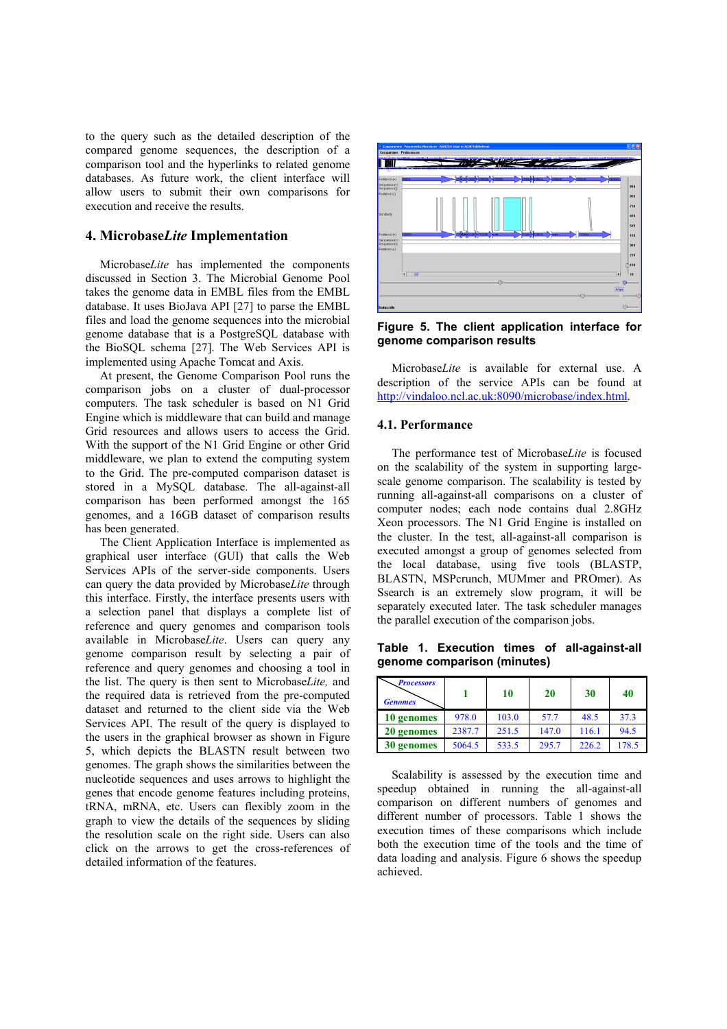to the query such as the detailed description of the compared genome sequences, the description of a comparison tool and the hyperlinks to related genome databases. As future work, the client interface will allow users to submit their own comparisons for execution and receive the results.

## 4. Microbase*Lite* Implementation

Microbase*Lite* has implemented the components discussed in Section 3. The Microbial Genome Pool takes the genome data in EMBL files from the EMBL database. It uses BioJava API [27] to parse the EMBL files and load the genome sequences into the microbial genome database that is a PostgreSQL database with the BioSQL schema [27]. The Web Services API is implemented using Apache Tomcat and Axis.

At present, the Genome Comparison Pool runs the comparison jobs on a cluster of dual-processor computers. The task scheduler is based on N1 Grid Engine which is middleware that can build and manage Grid resources and allows users to access the Grid. With the support of the N1 Grid Engine or other Grid middleware, we plan to extend the computing system to the Grid. The pre-computed comparison dataset is stored in a MySQL database. The all-against-all comparison has been performed amongst the 165 genomes, and a 16GB dataset of comparison results has been generated.

The Client Application Interface is implemented as graphical user interface (GUI) that calls the Web Services APIs of the server-side components. Users can query the data provided by Microbase*Lite* through this interface. Firstly, the interface presents users with a selection panel that displays a complete list of reference and query genomes and comparison tools available in Microbase*Lite*. Users can query any genome comparison result by selecting a pair of reference and query genomes and choosing a tool in the list. The query is then sent to Microbase*Lite,* and the required data is retrieved from the pre-computed dataset and returned to the client side via the Web Services API. The result of the query is displayed to the users in the graphical browser as shown in Figure 5, which depicts the BLASTN result between two genomes. The graph shows the similarities between the nucleotide sequences and uses arrows to highlight the genes that encode genome features including proteins, tRNA, mRNA, etc. Users can flexibly zoom in the graph to view the details of the sequences by sliding the resolution scale on the right side. Users can also click on the arrows to get the cross-references of detailed information of the features.

**Figure 5. The client application interface for genome comparison results**

Microbase*Lite* is available for external use. A description of the service APIs can be found at http://vindaloo.ncl.ac.uk:8090/microbase/index.html.

### 4.1. Performance

The performance test of Microbase*Lite* is focused on the scalability of the system in supporting large-scale genome comparison. The scalability is tested by running all-against-all comparisons on a cluster of computer nodes; each node contains dual 2.8GHz Xeon processors. The N1 Grid Engine is installed on the cluster. In the test, all-against-all comparison is executed amongst a group of genomes selected from the local database, using five tools (BLASTP, BLASTN, MSPcrunch, MUMmer and PROmer). As Ssearch is an extremely slow program, it will be separately executed later. The task scheduler manages the parallel execution of the comparison jobs.

**Table 1. Execution times of all-against-all genome comparison (minutes)**

| Genomes \ Processors | 1 | 10 | 20 | 30 | 40 |
|---|---|---|---|---|---|
| **10 genomes** | 978.0 | 103.0 | 57.7 | 48.5 | 37.3 |
| **20 genomes** | 2387.7 | 251.5 | 147.0 | 116.1 | 94.5 |
| **30 genomes** | 5064.5 | 533.5 | 295.7 | 226.2 | 178.5 |

Scalability is assessed by the execution time and speedup obtained in running the all-against-all comparison on different numbers of genomes and different number of processors. Table 1 shows the execution times of these comparisons which include both the execution time of the tools and the time of data loading and analysis. Figure 6 shows the speedup achieved.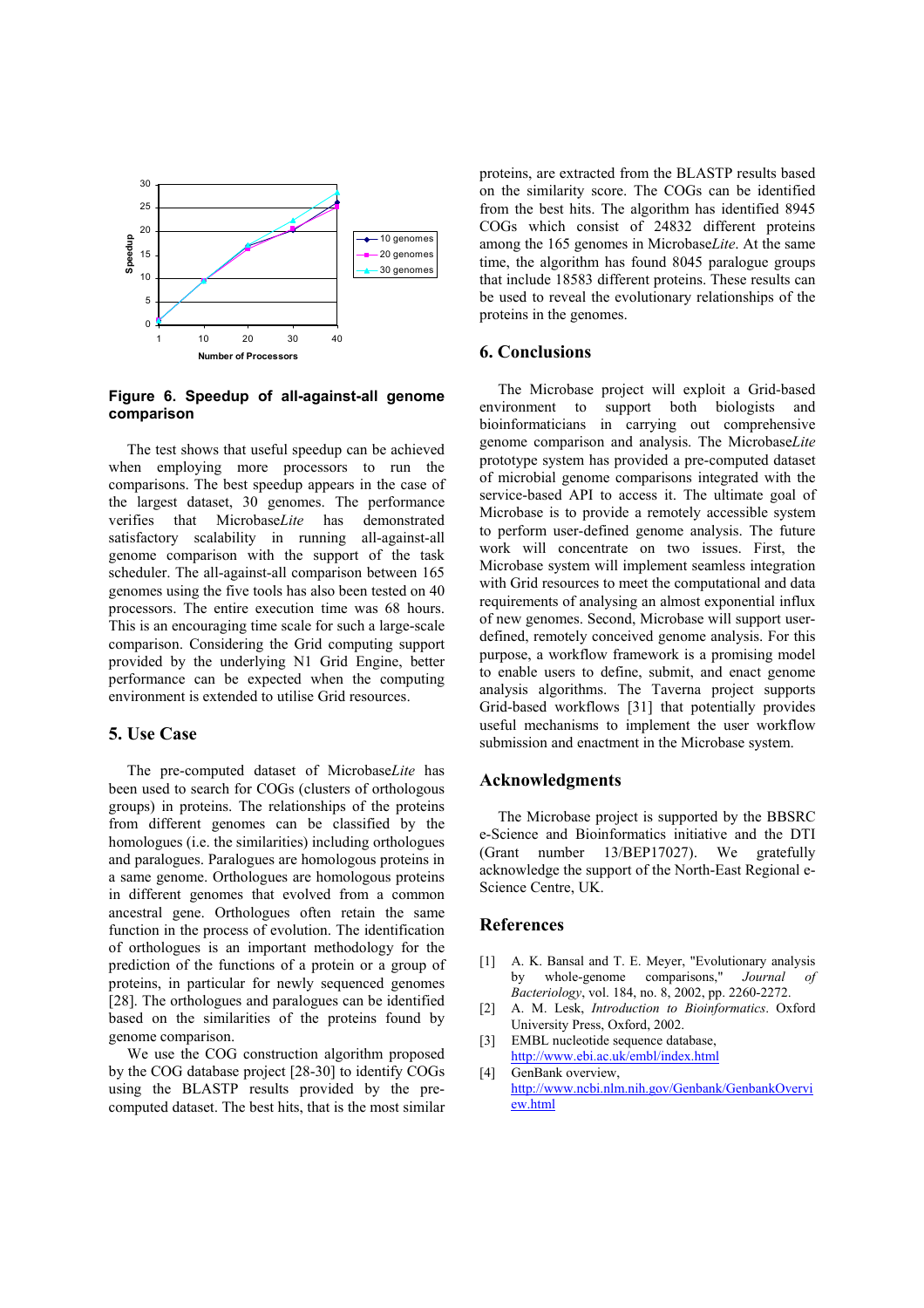**Figure 6. Speedup of all-against-all genome comparison**

The test shows that useful speedup can be achieved when employing more processors to run the comparisons. The best speedup appears in the case of the largest dataset, 30 genomes. The performance verifies that Microbase*Lite* has demonstrated satisfactory scalability in running all-against-all genome comparison with the support of the task scheduler. The all-against-all comparison between 165 genomes using the five tools has also been tested on 40 processors. The entire execution time was 68 hours. This is an encouraging time scale for such a large-scale comparison. Considering the Grid computing support provided by the underlying N1 Grid Engine, better performance can be expected when the computing environment is extended to utilise Grid resources.

## 5. Use Case

The pre-computed dataset of Microbase*Lite* has been used to search for COGs (clusters of orthologous groups) in proteins. The relationships of the proteins from different genomes can be classified by the homologues (i.e. the similarities) including orthologues and paralogues. Paralogues are homologous proteins in a same genome. Orthologues are homologous proteins in different genomes that evolved from a common ancestral gene. Orthologues often retain the same function in the process of evolution. The identification of orthologues is an important methodology for the prediction of the functions of a protein or a group of proteins, in particular for newly sequenced genomes [28]. The orthologues and paralogues can be identified based on the similarities of the proteins found by genome comparison.

We use the COG construction algorithm proposed by the COG database project [28-30] to identify COGs using the BLASTP results provided by the pre-computed dataset. The best hits, that is the most similar proteins, are extracted from the BLASTP results based on the similarity score. The COGs can be identified from the best hits. The algorithm has identified 8945 COGs which consist of 24832 different proteins among the 165 genomes in Microbase*Lite*. At the same time, the algorithm has found 8045 paralogue groups that include 18583 different proteins. These results can be used to reveal the evolutionary relationships of the proteins in the genomes.

## 6. Conclusions

The Microbase project will exploit a Grid-based environment to support both biologists and bioinformaticians in carrying out comprehensive genome comparison and analysis. The Microbase*Lite* prototype system has provided a pre-computed dataset of microbial genome comparisons integrated with the service-based API to access it. The ultimate goal of Microbase is to provide a remotely accessible system to perform user-defined genome analysis. The future work will concentrate on two issues. First, the Microbase system will implement seamless integration with Grid resources to meet the computational and data requirements of analysing an almost exponential influx of new genomes. Second, Microbase will support user-defined, remotely conceived genome analysis. For this purpose, a workflow framework is a promising model to enable users to define, submit, and enact genome analysis algorithms. The Taverna project supports Grid-based workflows [31] that potentially provides useful mechanisms to implement the user workflow submission and enactment in the Microbase system.

## Acknowledgments

The Microbase project is supported by the BBSRC e-Science and Bioinformatics initiative and the DTI (Grant number 13/BEP17027). We gratefully acknowledge the support of the North-East Regional e-Science Centre, UK.

## References

[1] A. K. Bansal and T. E. Meyer, "Evolutionary analysis by whole-genome comparisons," *Journal of Bacteriology*, vol. 184, no. 8, 2002, pp. 2260-2272.

[2] A. M. Lesk, *Introduction to Bioinformatics*. Oxford University Press, Oxford, 2002.

[3] EMBL nucleotide sequence database, http://www.ebi.ac.uk/embl/index.html

[4] GenBank overview, http://www.ncbi.nlm.nih.gov/Genbank/GenbankOverview.html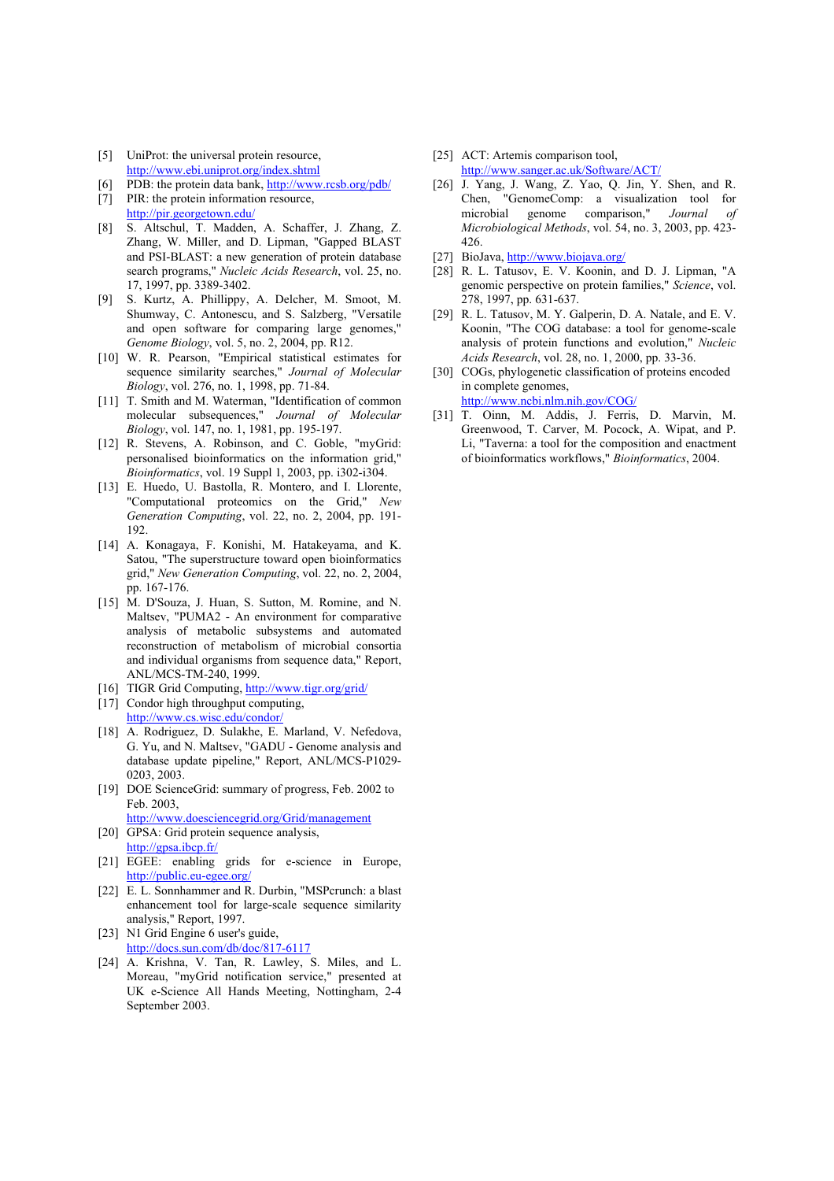[5] UniProt: the universal protein resource, http://www.ebi.uniprot.org/index.shtml

[6] PDB: the protein data bank, http://www.rcsb.org/pdb/

[7] PIR: the protein information resource, http://pir.georgetown.edu/

[8] S. Altschul, T. Madden, A. Schaffer, J. Zhang, Z. Zhang, W. Miller, and D. Lipman, "Gapped BLAST and PSI-BLAST: a new generation of protein database search programs," *Nucleic Acids Research*, vol. 25, no. 17, 1997, pp. 3389-3402.

[9] S. Kurtz, A. Phillippy, A. Delcher, M. Smoot, M. Shumway, C. Antonescu, and S. Salzberg, "Versatile and open software for comparing large genomes," *Genome Biology*, vol. 5, no. 2, 2004, pp. R12.

[10] W. R. Pearson, "Empirical statistical estimates for sequence similarity searches," *Journal of Molecular Biology*, vol. 276, no. 1, 1998, pp. 71-84.

[11] T. Smith and M. Waterman, "Identification of common molecular subsequences," *Journal of Molecular Biology*, vol. 147, no. 1, 1981, pp. 195-197.

[12] R. Stevens, A. Robinson, and C. Goble, "myGrid: personalised bioinformatics on the information grid," *Bioinformatics*, vol. 19 Suppl 1, 2003, pp. i302-i304.

[13] E. Huedo, U. Bastolla, R. Montero, and I. Llorente, "Computational proteomics on the Grid," *New Generation Computing*, vol. 22, no. 2, 2004, pp. 191-192.

[14] A. Konagaya, F. Konishi, M. Hatakeyama, and K. Satou, "The superstructure toward open bioinformatics grid," *New Generation Computing*, vol. 22, no. 2, 2004, pp. 167-176.

[15] M. D'Souza, J. Huan, S. Sutton, M. Romine, and N. Maltsev, "PUMA2 - An environment for comparative analysis of metabolic subsystems and automated reconstruction of metabolism of microbial consortia and individual organisms from sequence data," Report, ANL/MCS-TM-240, 1999.

[16] TIGR Grid Computing, http://www.tigr.org/grid/

[17] Condor high throughput computing, http://www.cs.wisc.edu/condor/

[18] A. Rodriguez, D. Sulakhe, E. Marland, V. Nefedova, G. Yu, and N. Maltsev, "GADU - Genome analysis and database update pipeline," Report, ANL/MCS-P1029-0203, 2003.

[19] DOE ScienceGrid: summary of progress, Feb. 2002 to Feb. 2003, http://www.doesciencegrid.org/Grid/management

[20] GPSA: Grid protein sequence analysis, http://gpsa.ibcp.fr/

[21] EGEE: enabling grids for e-science in Europe, http://public.eu-egee.org/

[22] E. L. Sonnhammer and R. Durbin, "MSPcrunch: a blast enhancement tool for large-scale sequence similarity analysis," Report, 1997.

[23] N1 Grid Engine 6 user's guide, http://docs.sun.com/db/doc/817-6117

[24] A. Krishna, V. Tan, R. Lawley, S. Miles, and L. Moreau, "myGrid notification service," presented at UK e-Science All Hands Meeting, Nottingham, 2-4 September 2003.

[25] ACT: Artemis comparison tool, http://www.sanger.ac.uk/Software/ACT/

[26] J. Yang, J. Wang, Z. Yao, Q. Jin, Y. Shen, and R. Chen, "GenomeComp: a visualization tool for microbial genome comparison," *Journal of Microbiological Methods*, vol. 54, no. 3, 2003, pp. 423-426.

[27] BioJava, http://www.biojava.org/

[28] R. L. Tatusov, E. V. Koonin, and D. J. Lipman, "A genomic perspective on protein families," *Science*, vol. 278, 1997, pp. 631-637.

[29] R. L. Tatusov, M. Y. Galperin, D. A. Natale, and E. V. Koonin, "The COG database: a tool for genome-scale analysis of protein functions and evolution," *Nucleic Acids Research*, vol. 28, no. 1, 2000, pp. 33-36.

[30] COGs, phylogenetic classification of proteins encoded in complete genomes, http://www.ncbi.nlm.nih.gov/COG/

[31] T. Oinn, M. Addis, J. Ferris, D. Marvin, M. Greenwood, T. Carver, M. Pocock, A. Wipat, and P. Li, "Taverna: a tool for the composition and enactment of bioinformatics workflows," *Bioinformatics*, 2004.